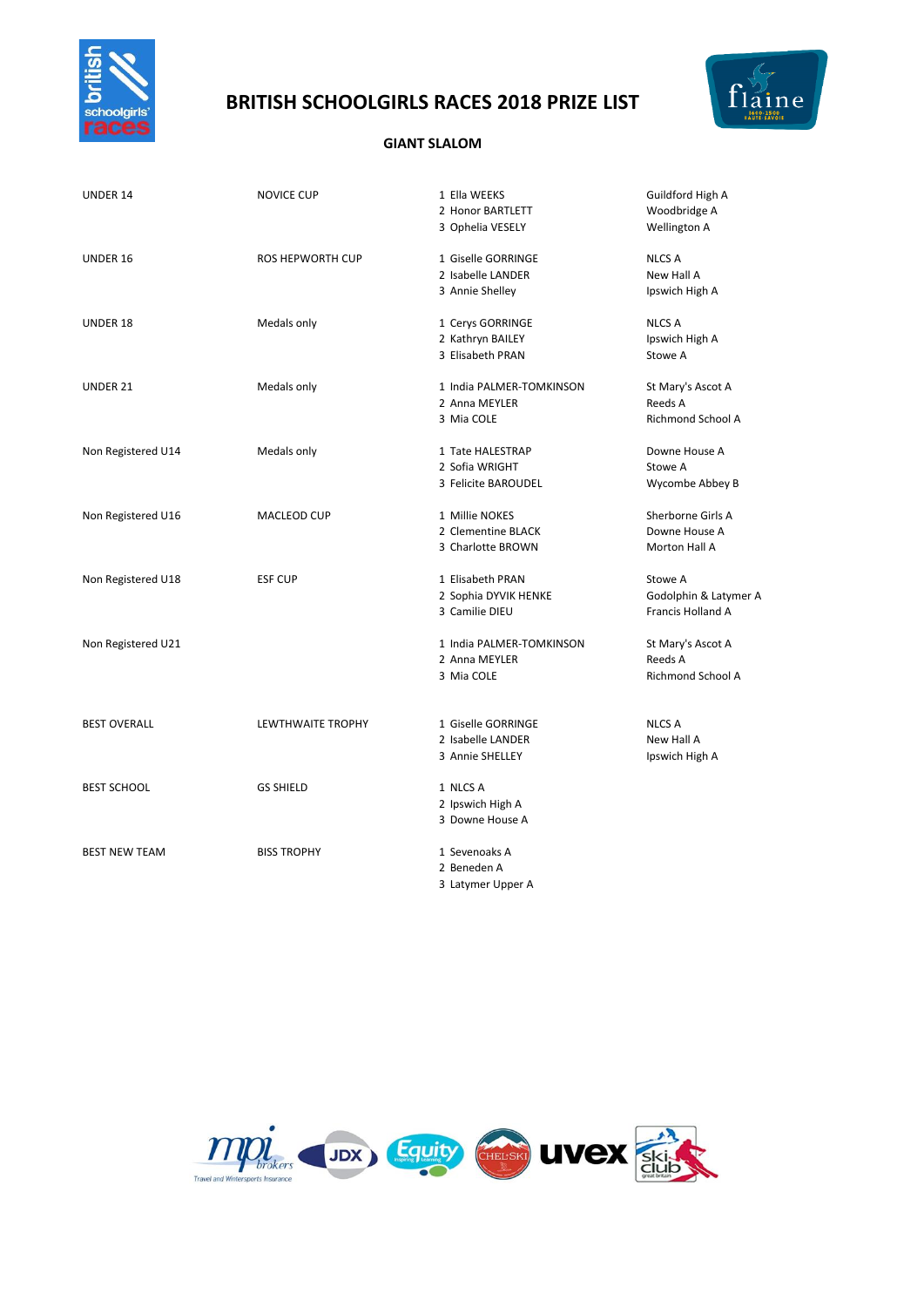# BRITISH SCHOOLGIRLS RACES 2018 PRIZE LIST

## GIANT SLALOM

| Category | Prize | Place | School |
|---|---|---|---|
| UNDER 14 | NOVICE CUP | 1 Ella WEEKS | Guildford High A |
| | | 2 Honor BARTLETT | Woodbridge A |
| | | 3 Ophelia VESELY | Wellington A |
| UNDER 16 | ROS HEPWORTH CUP | 1 Giselle GORRINGE | NLCS A |
| | | 2 Isabelle LANDER | New Hall A |
| | | 3 Annie Shelley | Ipswich High A |
| UNDER 18 | Medals only | 1 Cerys GORRINGE | NLCS A |
| | | 2 Kathryn BAILEY | Ipswich High A |
| | | 3 Elisabeth PRAN | Stowe A |
| UNDER 21 | Medals only | 1 India PALMER-TOMKINSON | St Mary's Ascot A |
| | | 2 Anna MEYLER | Reeds A |
| | | 3 Mia COLE | Richmond School A |
| Non Registered U14 | Medals only | 1 Tate HALESTRAP | Downe House A |
| | | 2 Sofia WRIGHT | Stowe A |
| | | 3 Felicite BAROUDEL | Wycombe Abbey B |
| Non Registered U16 | MACLEOD CUP | 1 Millie NOKES | Sherborne Girls A |
| | | 2 Clementine BLACK | Downe House A |
| | | 3 Charlotte BROWN | Morton Hall A |
| Non Registered U18 | ESF CUP | 1 Elisabeth PRAN | Stowe A |
| | | 2 Sophia DYVIK HENKE | Godolphin & Latymer A |
| | | 3 Camilie DIEU | Francis Holland A |
| Non Registered U21 | | 1 India PALMER-TOMKINSON | St Mary's Ascot A |
| | | 2 Anna MEYLER | Reeds A |
| | | 3 Mia COLE | Richmond School A |
| BEST OVERALL | LEWTHWAITE TROPHY | 1 Giselle GORRINGE | NLCS A |
| | | 2 Isabelle LANDER | New Hall A |
| | | 3 Annie SHELLEY | Ipswich High A |
| BEST SCHOOL | GS SHIELD | 1 NLCS A | |
| | | 2 Ipswich High A | |
| | | 3 Downe House A | |
| BEST NEW TEAM | BISS TROPHY | 1 Sevenoaks A | |
| | | 2 Beneden A | |
| | | 3 Latymer Upper A | |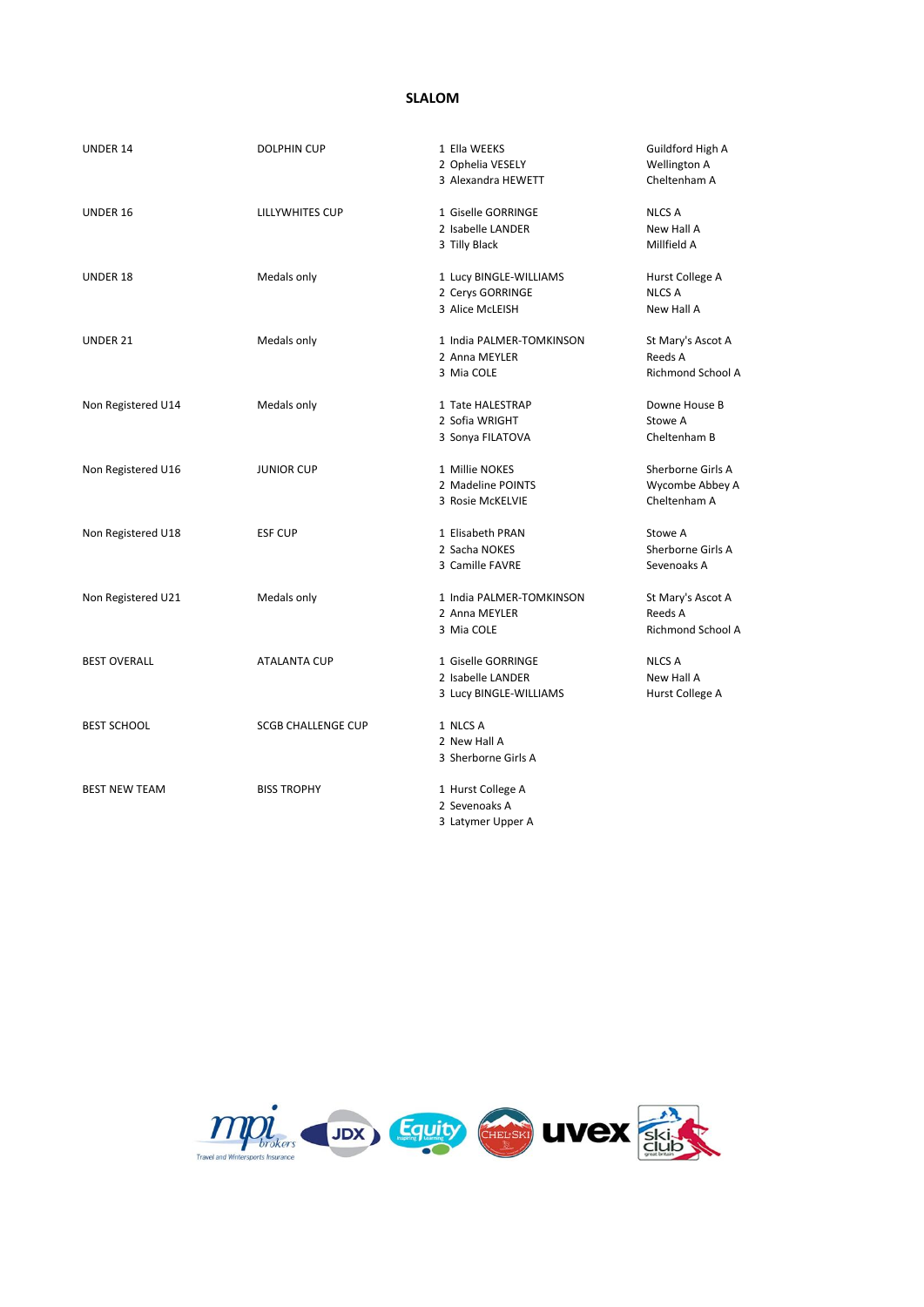# SLALOM

| Category | Trophy | Place | Name | School |
|---|---|---|---|---|
| UNDER 14 | DOLPHIN CUP | 1 | Ella WEEKS | Guildford High A |
| | | 2 | Ophelia VESELY | Wellington A |
| | | 3 | Alexandra HEWETT | Cheltenham A |
| UNDER 16 | LILLYWHITES CUP | 1 | Giselle GORRINGE | NLCS A |
| | | 2 | Isabelle LANDER | New Hall A |
| | | 3 | Tilly Black | Millfield A |
| UNDER 18 | Medals only | 1 | Lucy BINGLE-WILLIAMS | Hurst College A |
| | | 2 | Cerys GORRINGE | NLCS A |
| | | 3 | Alice McLEISH | New Hall A |
| UNDER 21 | Medals only | 1 | India PALMER-TOMKINSON | St Mary's Ascot A |
| | | 2 | Anna MEYLER | Reeds A |
| | | 3 | Mia COLE | Richmond School A |
| Non Registered U14 | Medals only | 1 | Tate HALESTRAP | Downe House B |
| | | 2 | Sofia WRIGHT | Stowe A |
| | | 3 | Sonya FILATOVA | Cheltenham B |
| Non Registered U16 | JUNIOR CUP | 1 | Millie NOKES | Sherborne Girls A |
| | | 2 | Madeline POINTS | Wycombe Abbey A |
| | | 3 | Rosie McKELVIE | Cheltenham A |
| Non Registered U18 | ESF CUP | 1 | Elisabeth PRAN | Stowe A |
| | | 2 | Sacha NOKES | Sherborne Girls A |
| | | 3 | Camille FAVRE | Sevenoaks A |
| Non Registered U21 | Medals only | 1 | India PALMER-TOMKINSON | St Mary's Ascot A |
| | | 2 | Anna MEYLER | Reeds A |
| | | 3 | Mia COLE | Richmond School A |
| BEST OVERALL | ATALANTA CUP | 1 | Giselle GORRINGE | NLCS A |
| | | 2 | Isabelle LANDER | New Hall A |
| | | 3 | Lucy BINGLE-WILLIAMS | Hurst College A |
| BEST SCHOOL | SCGB CHALLENGE CUP | 1 | NLCS A | |
| | | 2 | New Hall A | |
| | | 3 | Sherborne Girls A | |
| BEST NEW TEAM | BISS TROPHY | 1 | Hurst College A | |
| | | 2 | Sevenoaks A | |
| | | 3 | Latymer Upper A | |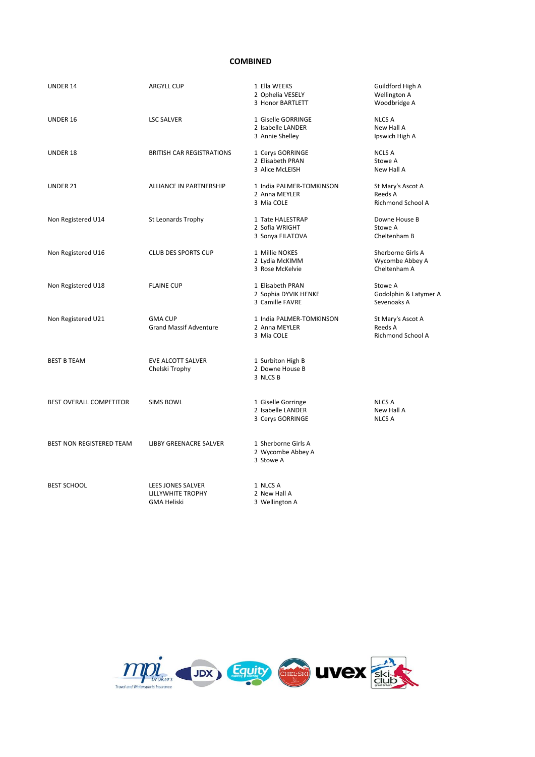## COMBINED

| | | | |
|---|---|---|---|
| UNDER 14 | ARGYLL CUP | 1 Ella WEEKS<br>2 Ophelia VESELY<br>3 Honor BARTLETT | Guildford High A<br>Wellington A<br>Woodbridge A |
| UNDER 16 | LSC SALVER | 1 Giselle GORRINGE<br>2 Isabelle LANDER<br>3 Annie Shelley | NLCS A<br>New Hall A<br>Ipswich High A |
| UNDER 18 | BRITISH CAR REGISTRATIONS | 1 Cerys GORRINGE<br>2 Elisabeth PRAN<br>3 Alice McLEISH | NCLS A<br>Stowe A<br>New Hall A |
| UNDER 21 | ALLIANCE IN PARTNERSHIP | 1 India PALMER-TOMKINSON<br>2 Anna MEYLER<br>3 Mia COLE | St Mary's Ascot A<br>Reeds A<br>Richmond School A |
| Non Registered U14 | St Leonards Trophy | 1 Tate HALESTRAP<br>2 Sofia WRIGHT<br>3 Sonya FILATOVA | Downe House B<br>Stowe A<br>Cheltenham B |
| Non Registered U16 | CLUB DES SPORTS CUP | 1 Millie NOKES<br>2 Lydia McKIMM<br>3 Rose McKelvie | Sherborne Girls A<br>Wycombe Abbey A<br>Cheltenham A |
| Non Registered U18 | FLAINE CUP | 1 Elisabeth PRAN<br>2 Sophia DYVIK HENKE<br>3 Camille FAVRE | Stowe A<br>Godolphin & Latymer A<br>Sevenoaks A |
| Non Registered U21 | GMA CUP<br>Grand Massif Adventure | 1 India PALMER-TOMKINSON<br>2 Anna MEYLER<br>3 Mia COLE | St Mary's Ascot A<br>Reeds A<br>Richmond School A |
| BEST B TEAM | EVE ALCOTT SALVER<br>Chelski Trophy | 1 Surbiton High B<br>2 Downe House B<br>3 NLCS B | |
| BEST OVERALL COMPETITOR | SIMS BOWL | 1 Giselle Gorringe<br>2 Isabelle LANDER<br>3 Cerys GORRINGE | NLCS A<br>New Hall A<br>NLCS A |
| BEST NON REGISTERED TEAM | LIBBY GREENACRE SALVER | 1 Sherborne Girls A<br>2 Wycombe Abbey A<br>3 Stowe A | |
| BEST SCHOOL | LEES JONES SALVER<br>LILLYWHITE TROPHY<br>GMA Heliski | 1 NLCS A<br>2 New Hall A<br>3 Wellington A | |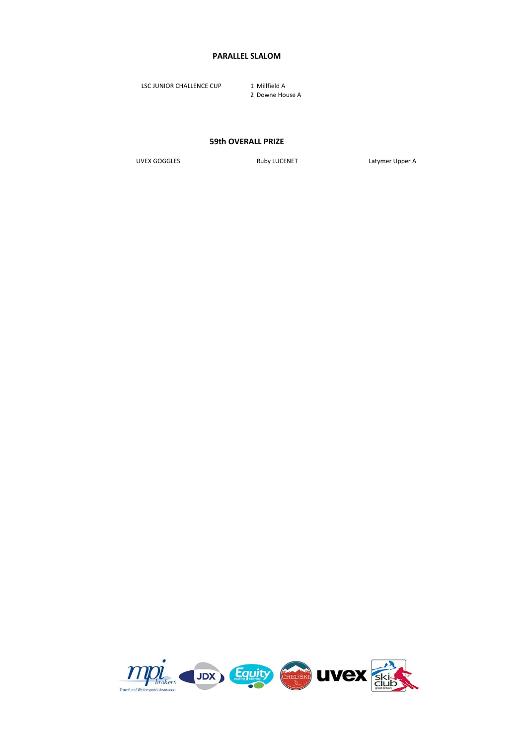## PARALLEL SLALOM

| | |
|---|---|
| LSC JUNIOR CHALLENCE CUP | 1 Millfield A |
| | 2 Downe House A |

## 59th OVERALL PRIZE

| | | |
|---|---|---|
| UVEX GOGGLES | Ruby LUCENET | Latymer Upper A |